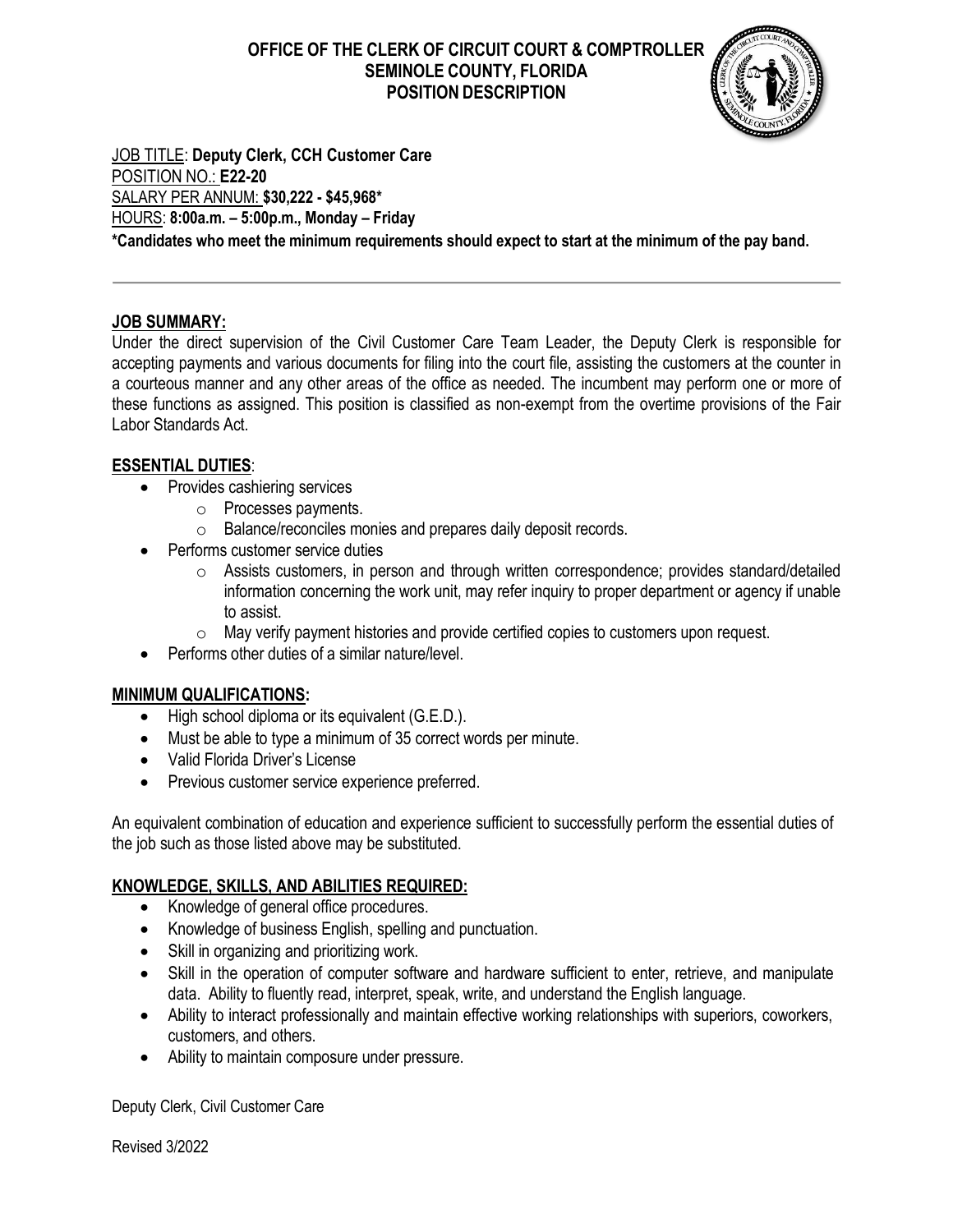# OFFICE OF THE CLERK OF CIRCUIT COURT & COMPTROLLER
## SEMINOLE COUNTY, FLORIDA
## POSITION DESCRIPTION

JOB TITLE: **Deputy Clerk, CCH Customer Care**
POSITION NO.: **E22-20**
SALARY PER ANNUM: **$30,222 - $45,968***
HOURS: **8:00a.m. – 5:00p.m., Monday – Friday**
***Candidates who meet the minimum requirements should expect to start at the minimum of the pay band.**

---

**JOB SUMMARY:**

Under the direct supervision of the Civil Customer Care Team Leader, the Deputy Clerk is responsible for accepting payments and various documents for filing into the court file, assisting the customers at the counter in a courteous manner and any other areas of the office as needed. The incumbent may perform one or more of these functions as assigned. This position is classified as non-exempt from the overtime provisions of the Fair Labor Standards Act.

**ESSENTIAL DUTIES**:

- Provides cashiering services
  - Processes payments.
  - Balance/reconciles monies and prepares daily deposit records.
- Performs customer service duties
  - Assists customers, in person and through written correspondence; provides standard/detailed information concerning the work unit, may refer inquiry to proper department or agency if unable to assist.
  - May verify payment histories and provide certified copies to customers upon request.
- Performs other duties of a similar nature/level.

**MINIMUM QUALIFICATIONS:**

- High school diploma or its equivalent (G.E.D.).
- Must be able to type a minimum of 35 correct words per minute.
- Valid Florida Driver's License
- Previous customer service experience preferred.

An equivalent combination of education and experience sufficient to successfully perform the essential duties of the job such as those listed above may be substituted.

**KNOWLEDGE, SKILLS, AND ABILITIES REQUIRED:**

- Knowledge of general office procedures.
- Knowledge of business English, spelling and punctuation.
- Skill in organizing and prioritizing work.
- Skill in the operation of computer software and hardware sufficient to enter, retrieve, and manipulate data. Ability to fluently read, interpret, speak, write, and understand the English language.
- Ability to interact professionally and maintain effective working relationships with superiors, coworkers, customers, and others.
- Ability to maintain composure under pressure.

Deputy Clerk, Civil Customer Care

Revised 3/2022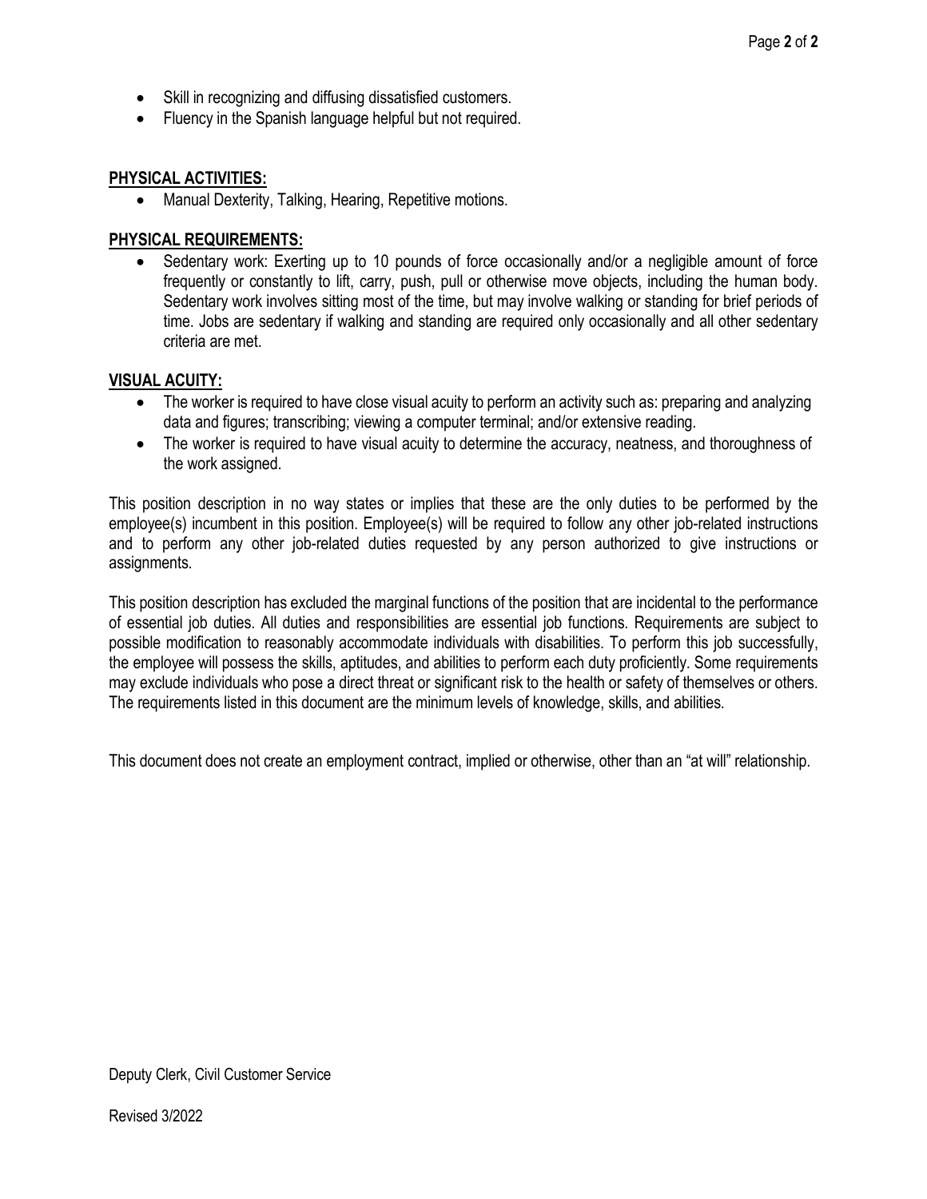- Skill in recognizing and diffusing dissatisfied customers.
- Fluency in the Spanish language helpful but not required.

**PHYSICAL ACTIVITIES:**

- Manual Dexterity, Talking, Hearing, Repetitive motions.

**PHYSICAL REQUIREMENTS:**

- Sedentary work: Exerting up to 10 pounds of force occasionally and/or a negligible amount of force frequently or constantly to lift, carry, push, pull or otherwise move objects, including the human body. Sedentary work involves sitting most of the time, but may involve walking or standing for brief periods of time. Jobs are sedentary if walking and standing are required only occasionally and all other sedentary criteria are met.

**VISUAL ACUITY:**

- The worker is required to have close visual acuity to perform an activity such as: preparing and analyzing data and figures; transcribing; viewing a computer terminal; and/or extensive reading.
- The worker is required to have visual acuity to determine the accuracy, neatness, and thoroughness of the work assigned.

This position description in no way states or implies that these are the only duties to be performed by the employee(s) incumbent in this position. Employee(s) will be required to follow any other job-related instructions and to perform any other job-related duties requested by any person authorized to give instructions or assignments.

This position description has excluded the marginal functions of the position that are incidental to the performance of essential job duties. All duties and responsibilities are essential job functions. Requirements are subject to possible modification to reasonably accommodate individuals with disabilities. To perform this job successfully, the employee will possess the skills, aptitudes, and abilities to perform each duty proficiently. Some requirements may exclude individuals who pose a direct threat or significant risk to the health or safety of themselves or others. The requirements listed in this document are the minimum levels of knowledge, skills, and abilities.

This document does not create an employment contract, implied or otherwise, other than an "at will" relationship.

Deputy Clerk, Civil Customer Service

Revised 3/2022